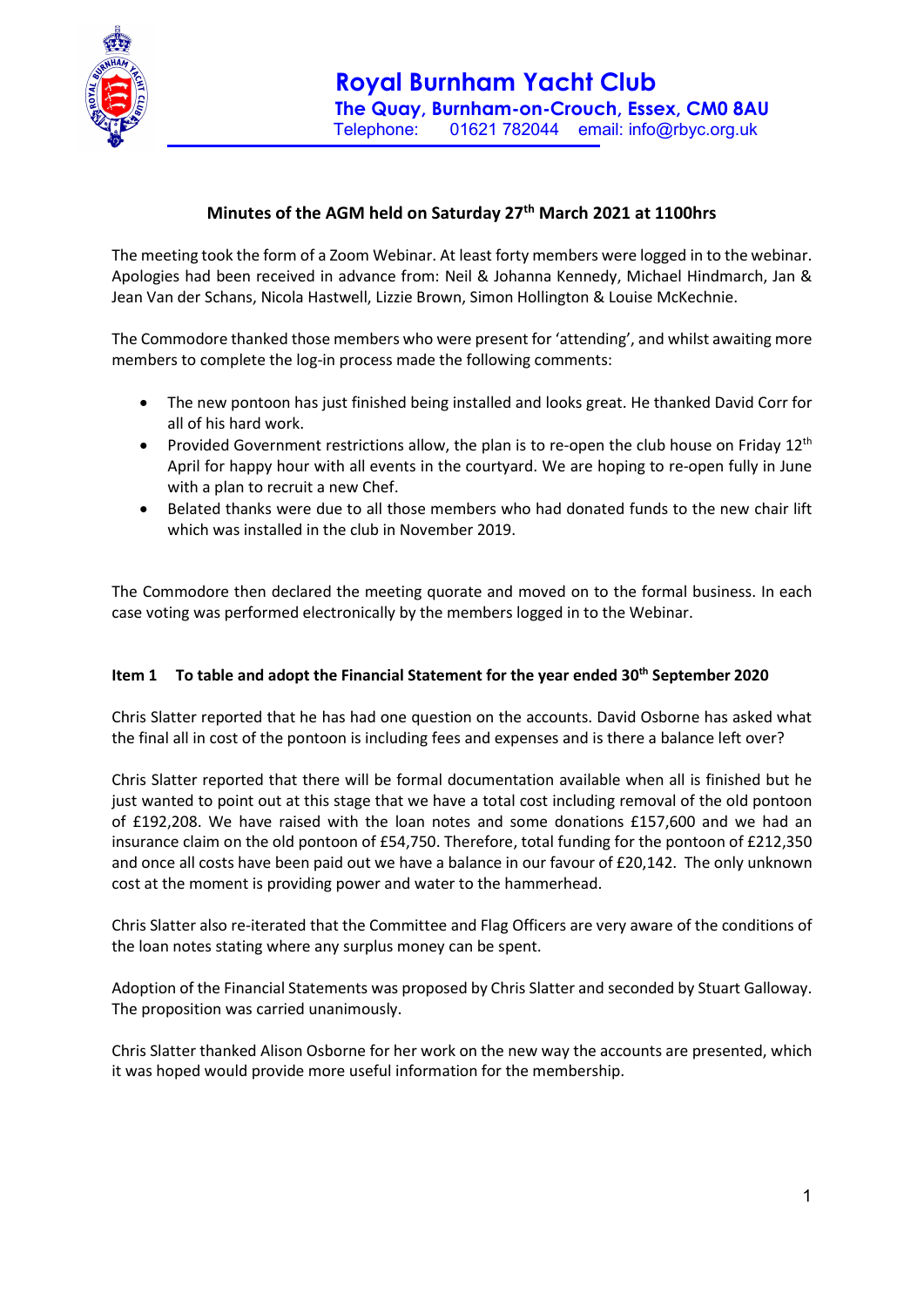# Royal Burnham Yacht Club

**The Quay, Burnham-on-Crouch, Essex, CM0 8AU**

Telephone: 01621 782044 email: info@rbyc.org.uk

## Minutes of the AGM held on Saturday 27th March 2021 at 1100hrs

The meeting took the form of a Zoom Webinar. At least forty members were logged in to the webinar. Apologies had been received in advance from: Neil & Johanna Kennedy, Michael Hindmarch, Jan & Jean Van der Schans, Nicola Hastwell, Lizzie Brown, Simon Hollington & Louise McKechnie.

The Commodore thanked those members who were present for 'attending', and whilst awaiting more members to complete the log-in process made the following comments:

- The new pontoon has just finished being installed and looks great. He thanked David Corr for all of his hard work.
- Provided Government restrictions allow, the plan is to re-open the club house on Friday 12th April for happy hour with all events in the courtyard. We are hoping to re-open fully in June with a plan to recruit a new Chef.
- Belated thanks were due to all those members who had donated funds to the new chair lift which was installed in the club in November 2019.

The Commodore then declared the meeting quorate and moved on to the formal business. In each case voting was performed electronically by the members logged in to the Webinar.

**Item 1 To table and adopt the Financial Statement for the year ended 30th September 2020**

Chris Slatter reported that he has had one question on the accounts. David Osborne has asked what the final all in cost of the pontoon is including fees and expenses and is there a balance left over?

Chris Slatter reported that there will be formal documentation available when all is finished but he just wanted to point out at this stage that we have a total cost including removal of the old pontoon of £192,208. We have raised with the loan notes and some donations £157,600 and we had an insurance claim on the old pontoon of £54,750. Therefore, total funding for the pontoon of £212,350 and once all costs have been paid out we have a balance in our favour of £20,142. The only unknown cost at the moment is providing power and water to the hammerhead.

Chris Slatter also re-iterated that the Committee and Flag Officers are very aware of the conditions of the loan notes stating where any surplus money can be spent.

Adoption of the Financial Statements was proposed by Chris Slatter and seconded by Stuart Galloway. The proposition was carried unanimously.

Chris Slatter thanked Alison Osborne for her work on the new way the accounts are presented, which it was hoped would provide more useful information for the membership.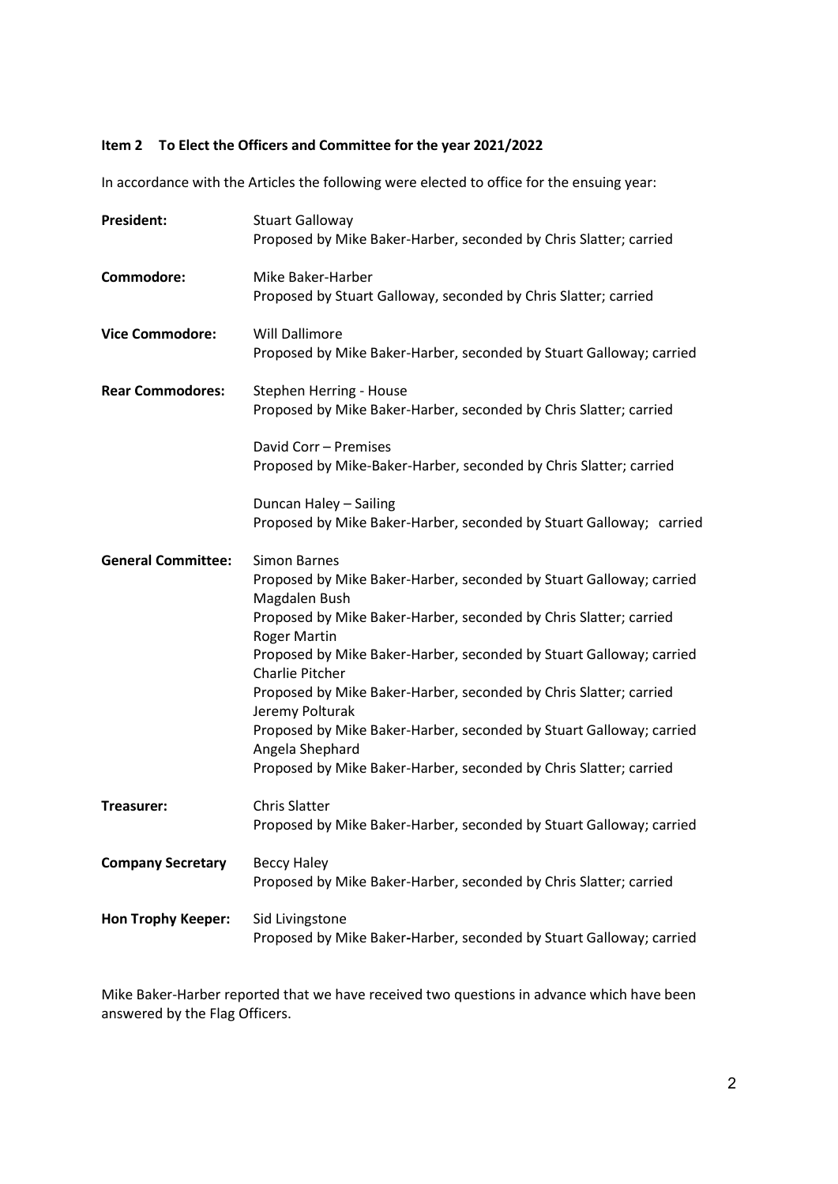**Item 2 To Elect the Officers and Committee for the year 2021/2022**

In accordance with the Articles the following were elected to office for the ensuing year:

**President:** Stuart Galloway
Proposed by Mike Baker-Harber, seconded by Chris Slatter; carried

**Commodore:** Mike Baker-Harber
Proposed by Stuart Galloway, seconded by Chris Slatter; carried

**Vice Commodore:** Will Dallimore
Proposed by Mike Baker-Harber, seconded by Stuart Galloway; carried

**Rear Commodores:** Stephen Herring - House
Proposed by Mike Baker-Harber, seconded by Chris Slatter; carried

David Corr – Premises
Proposed by Mike-Baker-Harber, seconded by Chris Slatter; carried

Duncan Haley – Sailing
Proposed by Mike Baker-Harber, seconded by Stuart Galloway; carried

**General Committee:** Simon Barnes
Proposed by Mike Baker-Harber, seconded by Stuart Galloway; carried
Magdalen Bush
Proposed by Mike Baker-Harber, seconded by Chris Slatter; carried
Roger Martin
Proposed by Mike Baker-Harber, seconded by Stuart Galloway; carried
Charlie Pitcher
Proposed by Mike Baker-Harber, seconded by Chris Slatter; carried
Jeremy Polturak
Proposed by Mike Baker-Harber, seconded by Stuart Galloway; carried
Angela Shephard
Proposed by Mike Baker-Harber, seconded by Chris Slatter; carried

**Treasurer:** Chris Slatter
Proposed by Mike Baker-Harber, seconded by Stuart Galloway; carried

**Company Secretary** Beccy Haley
Proposed by Mike Baker-Harber, seconded by Chris Slatter; carried

**Hon Trophy Keeper:** Sid Livingstone
Proposed by Mike Baker-Harber, seconded by Stuart Galloway; carried

Mike Baker-Harber reported that we have received two questions in advance which have been answered by the Flag Officers.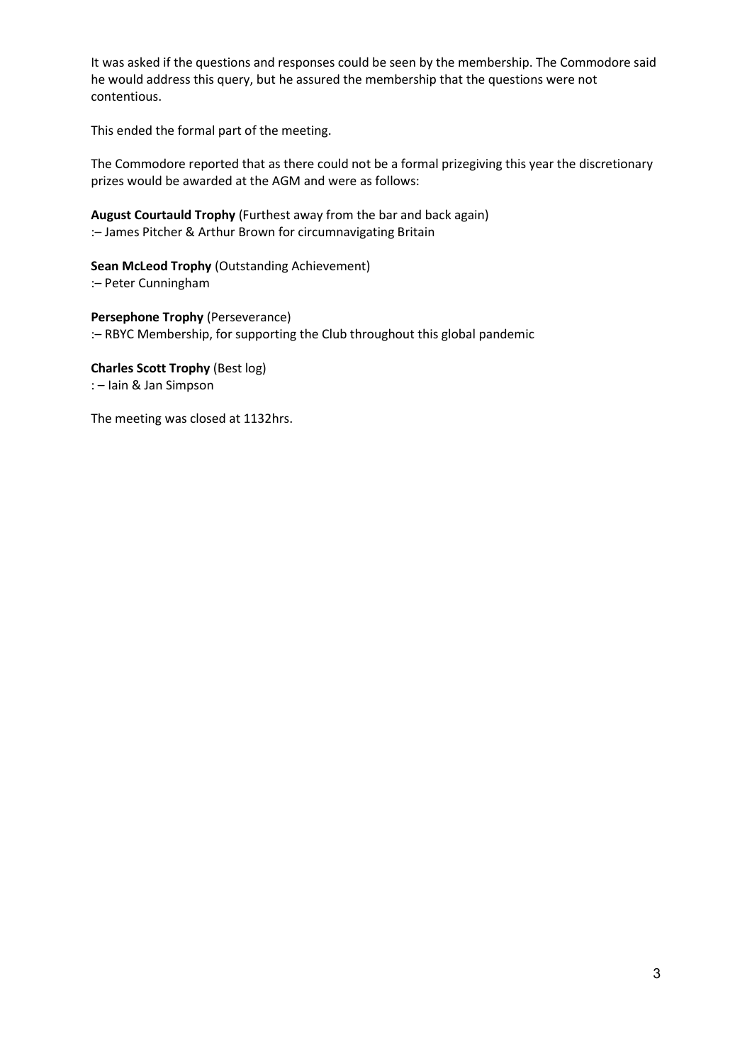It was asked if the questions and responses could be seen by the membership. The Commodore said he would address this query, but he assured the membership that the questions were not contentious.

This ended the formal part of the meeting.

The Commodore reported that as there could not be a formal prizegiving this year the discretionary prizes would be awarded at the AGM and were as follows:

**August Courtauld Trophy** (Furthest away from the bar and back again)
:– James Pitcher & Arthur Brown for circumnavigating Britain

**Sean McLeod Trophy** (Outstanding Achievement)
:– Peter Cunningham

**Persephone Trophy** (Perseverance)
:– RBYC Membership, for supporting the Club throughout this global pandemic

**Charles Scott Trophy** (Best log)
: – Iain & Jan Simpson

The meeting was closed at 1132hrs.